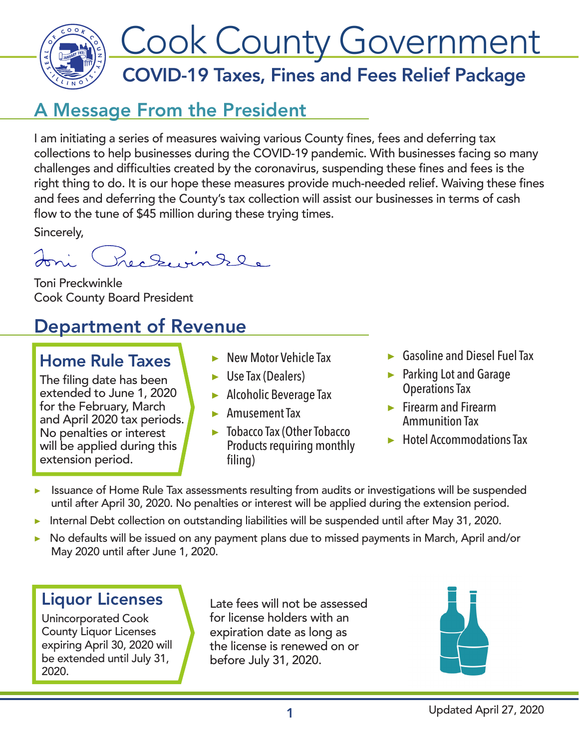# Cook County Government

## COVID-19 Taxes, Fines and Fees Relief Package

## A Message From the President

I am initiating a series of measures waiving various County fines, fees and deferring tax collections to help businesses during the COVID-19 pandemic. With businesses facing so many challenges and difficulties created by the coronavirus, suspending these fines and fees is the right thing to do. It is our hope these measures provide much-needed relief. Waiving these fines and fees and deferring the County's tax collection will assist our businesses in terms of cash flow to the tune of $45 million during these trying times.

Sincerely,

Toni Preckwinkle
Cook County Board President

## Department of Revenue

### Home Rule Taxes

The filing date has been extended to June 1, 2020 for the February, March and April 2020 tax periods. No penalties or interest will be applied during this extension period.

- New Motor Vehicle Tax
- Use Tax (Dealers)
- Alcoholic Beverage Tax
- Amusement Tax
- Tobacco Tax (Other Tobacco Products requiring monthly filing)
- Gasoline and Diesel Fuel Tax
- Parking Lot and Garage Operations Tax
- Firearm and Firearm Ammunition Tax
- Hotel Accommodations Tax

- Issuance of Home Rule Tax assessments resulting from audits or investigations will be suspended until after April 30, 2020. No penalties or interest will be applied during the extension period.
- Internal Debt collection on outstanding liabilities will be suspended until after May 31, 2020.
- No defaults will be issued on any payment plans due to missed payments in March, April and/or May 2020 until after June 1, 2020.

### Liquor Licenses

Unincorporated Cook County Liquor Licenses expiring April 30, 2020 will be extended until July 31, 2020.

Late fees will not be assessed for license holders with an expiration date as long as the license is renewed on or before July 31, 2020.

Updated April 27, 2020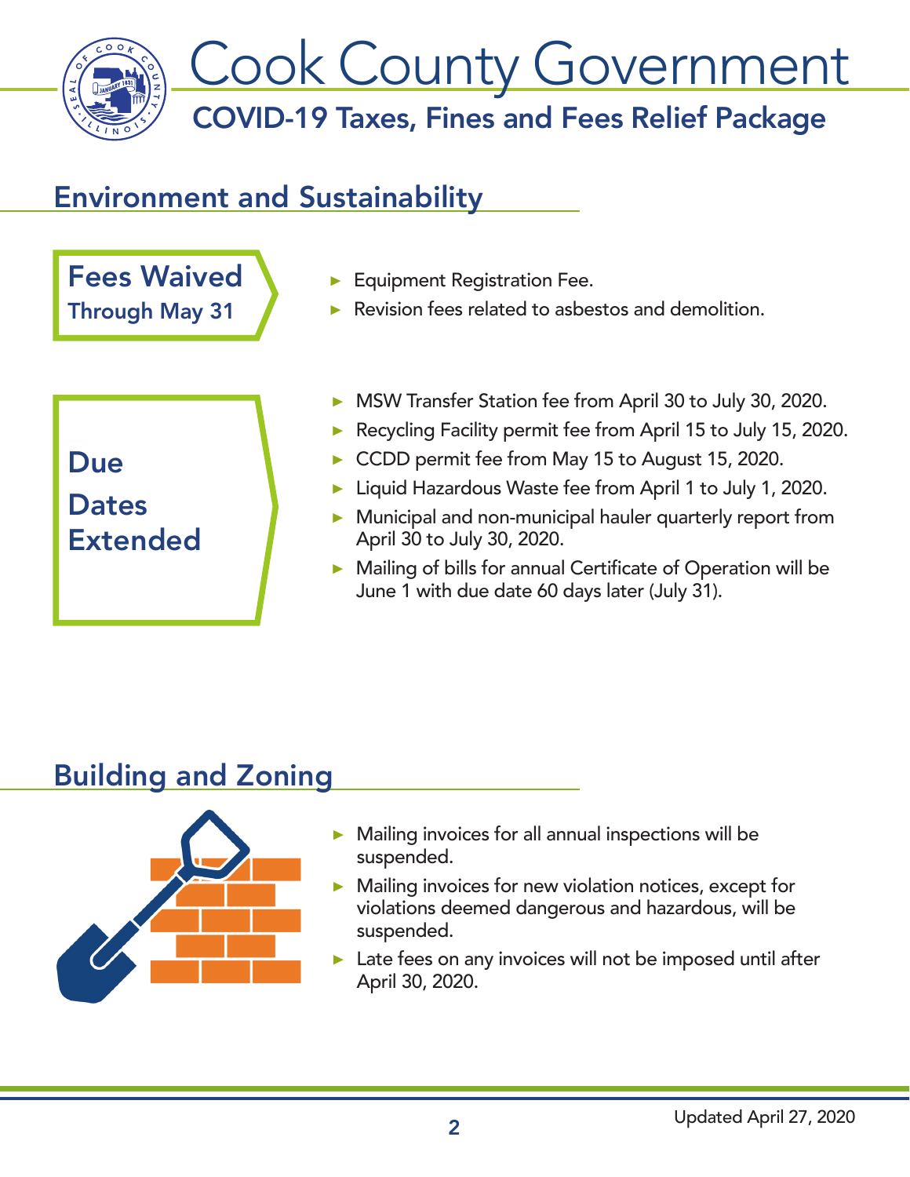# Cook County Government

## COVID-19 Taxes, Fines and Fees Relief Package

## Environment and Sustainability

**Fees Waived**
**Through May 31**

- Equipment Registration Fee.
- Revision fees related to asbestos and demolition.

**Due Dates Extended**

- MSW Transfer Station fee from April 30 to July 30, 2020.
- Recycling Facility permit fee from April 15 to July 15, 2020.
- CCDD permit fee from May 15 to August 15, 2020.
- Liquid Hazardous Waste fee from April 1 to July 1, 2020.
- Municipal and non-municipal hauler quarterly report from April 30 to July 30, 2020.
- Mailing of bills for annual Certificate of Operation will be June 1 with due date 60 days later (July 31).

## Building and Zoning

- Mailing invoices for all annual inspections will be suspended.
- Mailing invoices for new violation notices, except for violations deemed dangerous and hazardous, will be suspended.
- Late fees on any invoices will not be imposed until after April 30, 2020.

Updated April 27, 2020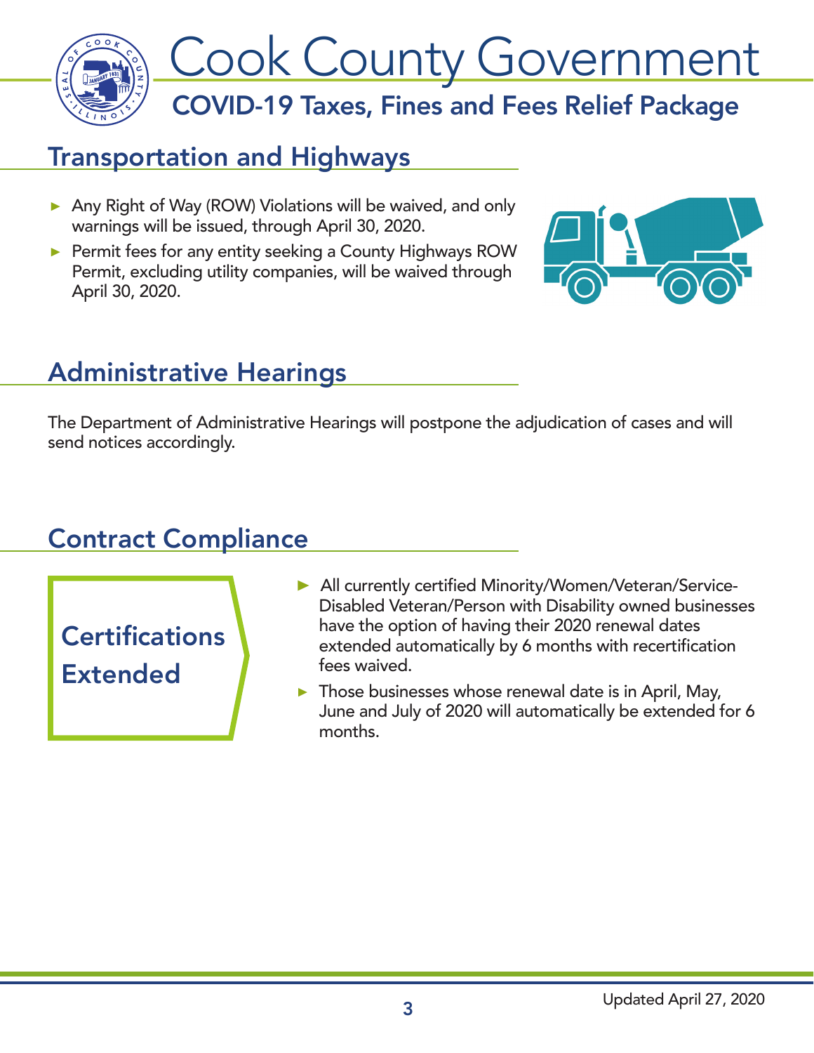# Cook County Government

## COVID-19 Taxes, Fines and Fees Relief Package

## Transportation and Highways

- Any Right of Way (ROW) Violations will be waived, and only warnings will be issued, through April 30, 2020.
- Permit fees for any entity seeking a County Highways ROW Permit, excluding utility companies, will be waived through April 30, 2020.

## Administrative Hearings

The Department of Administrative Hearings will postpone the adjudication of cases and will send notices accordingly.

## Contract Compliance

**Certifications Extended**

- All currently certified Minority/Women/Veteran/Service-Disabled Veteran/Person with Disability owned businesses have the option of having their 2020 renewal dates extended automatically by 6 months with recertification fees waived.
- Those businesses whose renewal date is in April, May, June and July of 2020 will automatically be extended for 6 months.

Updated April 27, 2020